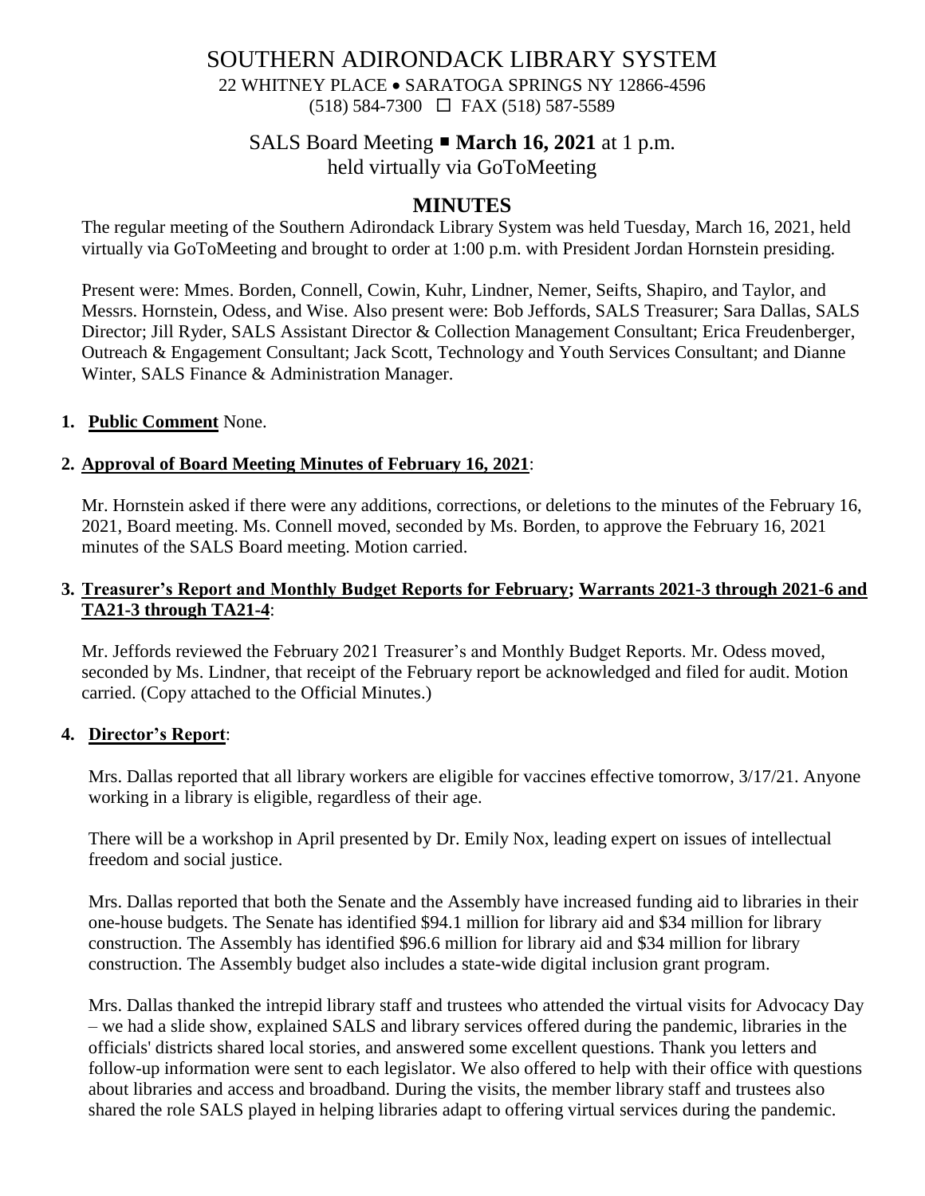# SOUTHERN ADIRONDACK LIBRARY SYSTEM

22 WHITNEY PLACE • SARATOGA SPRINGS NY 12866-4596
(518) 584-7300 ☐ FAX (518) 587-5589

## SALS Board Meeting ■ **March 16, 2021** at 1 p.m.
held virtually via GoToMeeting

## MINUTES

The regular meeting of the Southern Adirondack Library System was held Tuesday, March 16, 2021, held virtually via GoToMeeting and brought to order at 1:00 p.m. with President Jordan Hornstein presiding.

Present were: Mmes. Borden, Connell, Cowin, Kuhr, Lindner, Nemer, Seifts, Shapiro, and Taylor, and Messrs. Hornstein, Odess, and Wise. Also present were: Bob Jeffords, SALS Treasurer; Sara Dallas, SALS Director; Jill Ryder, SALS Assistant Director & Collection Management Consultant; Erica Freudenberger, Outreach & Engagement Consultant; Jack Scott, Technology and Youth Services Consultant; and Dianne Winter, SALS Finance & Administration Manager.

1. **Public Comment** None.

2. **Approval of Board Meeting Minutes of February 16, 2021**:

   Mr. Hornstein asked if there were any additions, corrections, or deletions to the minutes of the February 16, 2021, Board meeting. Ms. Connell moved, seconded by Ms. Borden, to approve the February 16, 2021 minutes of the SALS Board meeting. Motion carried.

3. **Treasurer's Report and Monthly Budget Reports for February; Warrants 2021-3 through 2021-6 and TA21-3 through TA21-4**:

   Mr. Jeffords reviewed the February 2021 Treasurer's and Monthly Budget Reports. Mr. Odess moved, seconded by Ms. Lindner, that receipt of the February report be acknowledged and filed for audit. Motion carried. (Copy attached to the Official Minutes.)

4. **Director's Report**:

   Mrs. Dallas reported that all library workers are eligible for vaccines effective tomorrow, 3/17/21. Anyone working in a library is eligible, regardless of their age.

   There will be a workshop in April presented by Dr. Emily Nox, leading expert on issues of intellectual freedom and social justice.

   Mrs. Dallas reported that both the Senate and the Assembly have increased funding aid to libraries in their one-house budgets. The Senate has identified \$94.1 million for library aid and \$34 million for library construction. The Assembly has identified \$96.6 million for library aid and \$34 million for library construction. The Assembly budget also includes a state-wide digital inclusion grant program.

   Mrs. Dallas thanked the intrepid library staff and trustees who attended the virtual visits for Advocacy Day – we had a slide show, explained SALS and library services offered during the pandemic, libraries in the officials' districts shared local stories, and answered some excellent questions. Thank you letters and follow-up information were sent to each legislator. We also offered to help with their office with questions about libraries and access and broadband. During the visits, the member library staff and trustees also shared the role SALS played in helping libraries adapt to offering virtual services during the pandemic.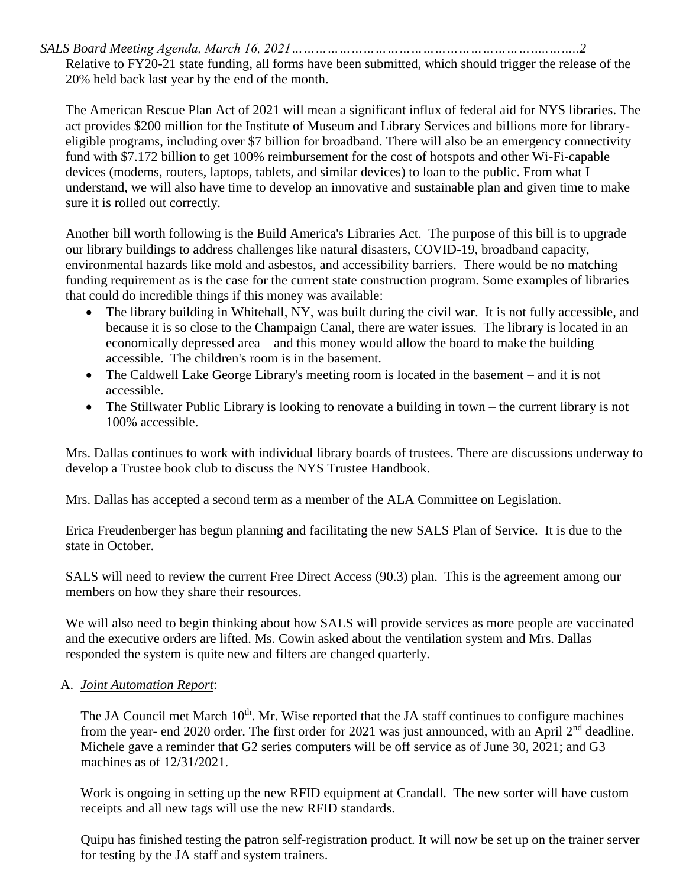Relative to FY20-21 state funding, all forms have been submitted, which should trigger the release of the 20% held back last year by the end of the month.

The American Rescue Plan Act of 2021 will mean a significant influx of federal aid for NYS libraries. The act provides $200 million for the Institute of Museum and Library Services and billions more for library-eligible programs, including over $7 billion for broadband. There will also be an emergency connectivity fund with $7.172 billion to get 100% reimbursement for the cost of hotspots and other Wi-Fi-capable devices (modems, routers, laptops, tablets, and similar devices) to loan to the public. From what I understand, we will also have time to develop an innovative and sustainable plan and given time to make sure it is rolled out correctly.

Another bill worth following is the Build America's Libraries Act. The purpose of this bill is to upgrade our library buildings to address challenges like natural disasters, COVID-19, broadband capacity, environmental hazards like mold and asbestos, and accessibility barriers. There would be no matching funding requirement as is the case for the current state construction program. Some examples of libraries that could do incredible things if this money was available:

- The library building in Whitehall, NY, was built during the civil war. It is not fully accessible, and because it is so close to the Champaign Canal, there are water issues. The library is located in an economically depressed area – and this money would allow the board to make the building accessible. The children's room is in the basement.
- The Caldwell Lake George Library's meeting room is located in the basement – and it is not accessible.
- The Stillwater Public Library is looking to renovate a building in town – the current library is not 100% accessible.

Mrs. Dallas continues to work with individual library boards of trustees. There are discussions underway to develop a Trustee book club to discuss the NYS Trustee Handbook.

Mrs. Dallas has accepted a second term as a member of the ALA Committee on Legislation.

Erica Freudenberger has begun planning and facilitating the new SALS Plan of Service. It is due to the state in October.

SALS will need to review the current Free Direct Access (90.3) plan. This is the agreement among our members on how they share their resources.

We will also need to begin thinking about how SALS will provide services as more people are vaccinated and the executive orders are lifted. Ms. Cowin asked about the ventilation system and Mrs. Dallas responded the system is quite new and filters are changed quarterly.

A. *Joint Automation Report*:

The JA Council met March 10th. Mr. Wise reported that the JA staff continues to configure machines from the year- end 2020 order. The first order for 2021 was just announced, with an April 2nd deadline. Michele gave a reminder that G2 series computers will be off service as of June 30, 2021; and G3 machines as of 12/31/2021.

Work is ongoing in setting up the new RFID equipment at Crandall. The new sorter will have custom receipts and all new tags will use the new RFID standards.

Quipu has finished testing the patron self-registration product. It will now be set up on the trainer server for testing by the JA staff and system trainers.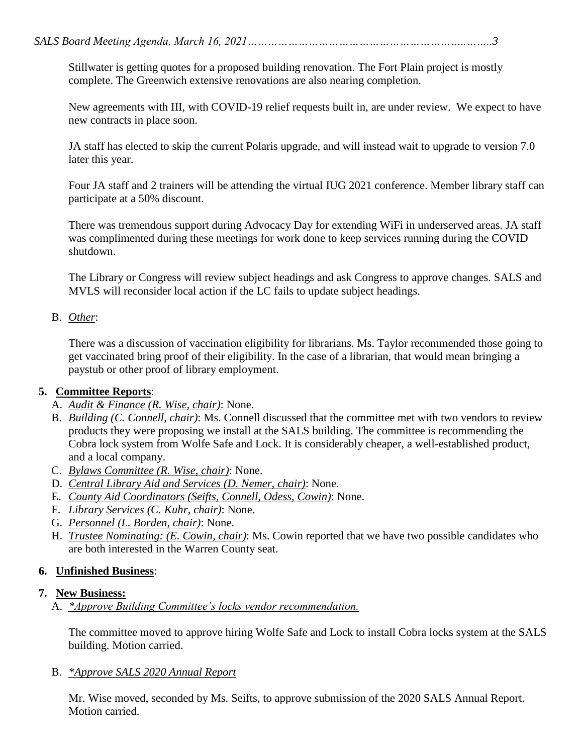Stillwater is getting quotes for a proposed building renovation. The Fort Plain project is mostly complete. The Greenwich extensive renovations are also nearing completion.

New agreements with III, with COVID-19 relief requests built in, are under review. We expect to have new contracts in place soon.

JA staff has elected to skip the current Polaris upgrade, and will instead wait to upgrade to version 7.0 later this year.

Four JA staff and 2 trainers will be attending the virtual IUG 2021 conference. Member library staff can participate at a 50% discount.

There was tremendous support during Advocacy Day for extending WiFi in underserved areas. JA staff was complimented during these meetings for work done to keep services running during the COVID shutdown.

The Library or Congress will review subject headings and ask Congress to approve changes. SALS and MVLS will reconsider local action if the LC fails to update subject headings.

B. *Other*:

There was a discussion of vaccination eligibility for librarians. Ms. Taylor recommended those going to get vaccinated bring proof of their eligibility. In the case of a librarian, that would mean bringing a paystub or other proof of library employment.

**5. Committee Reports**:

A. *Audit & Finance (R. Wise, chair)*: None.
B. *Building (C. Connell, chair)*: Ms. Connell discussed that the committee met with two vendors to review products they were proposing we install at the SALS building. The committee is recommending the Cobra lock system from Wolfe Safe and Lock. It is considerably cheaper, a well-established product, and a local company.
C. *Bylaws Committee (R. Wise, chair)*: None.
D. *Central Library Aid and Services (D. Nemer, chair)*: None.
E. *County Aid Coordinators (Seifts, Connell, Odess, Cowin)*: None.
F. *Library Services (C. Kuhr, chair)*: None.
G. *Personnel (L. Borden, chair)*: None.
H. *Trustee Nominating: (E. Cowin, chair)*: Ms. Cowin reported that we have two possible candidates who are both interested in the Warren County seat.

**6. Unfinished Business**:

**7. New Business:**

A. *\*Approve Building Committee's locks vendor recommendation.*

The committee moved to approve hiring Wolfe Safe and Lock to install Cobra locks system at the SALS building. Motion carried.

B. *\*Approve SALS 2020 Annual Report*

Mr. Wise moved, seconded by Ms. Seifts, to approve submission of the 2020 SALS Annual Report. Motion carried.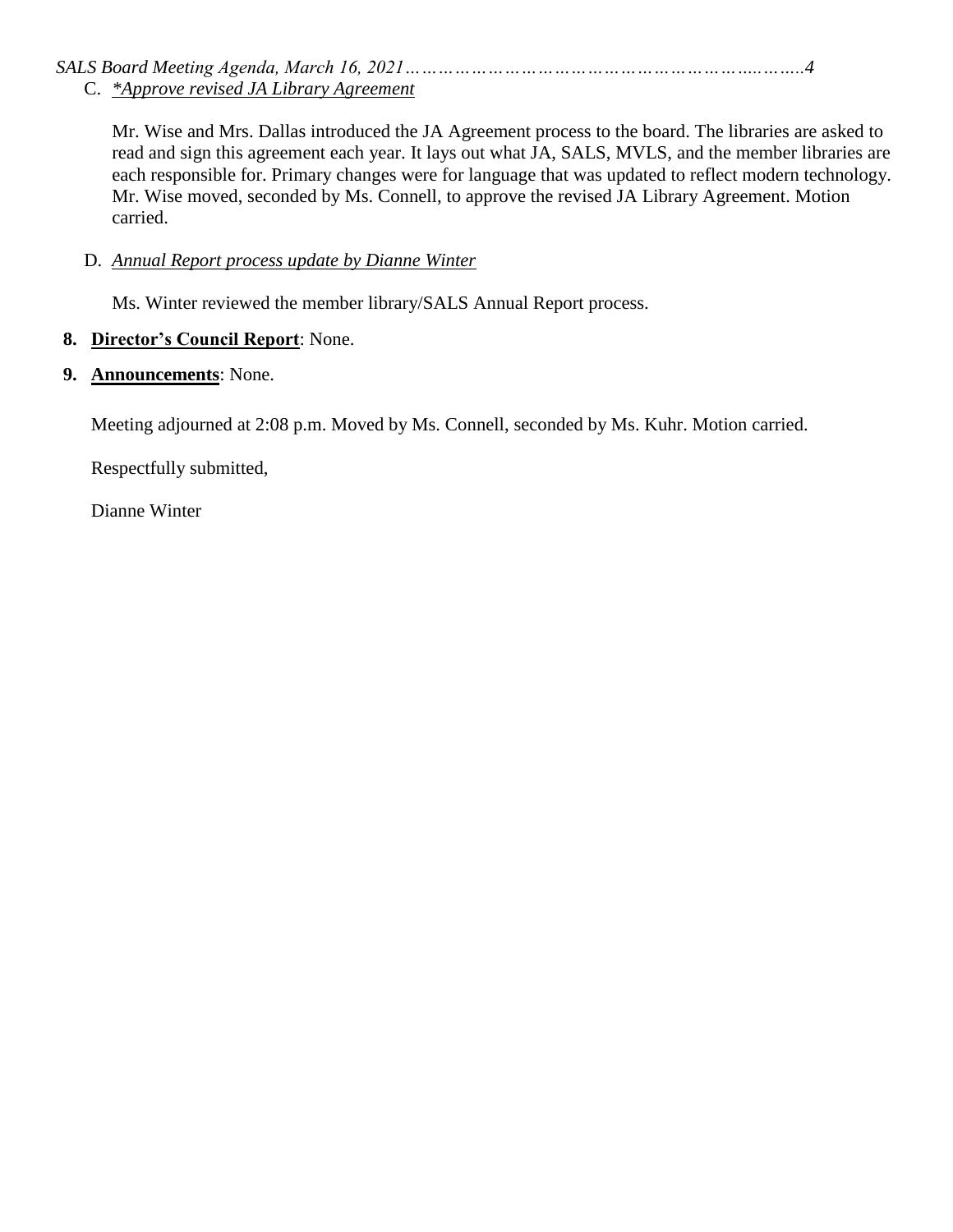C. *\*Approve revised JA Library Agreement*

Mr. Wise and Mrs. Dallas introduced the JA Agreement process to the board. The libraries are asked to read and sign this agreement each year. It lays out what JA, SALS, MVLS, and the member libraries are each responsible for. Primary changes were for language that was updated to reflect modern technology. Mr. Wise moved, seconded by Ms. Connell, to approve the revised JA Library Agreement. Motion carried.

D. *Annual Report process update by Dianne Winter*

Ms. Winter reviewed the member library/SALS Annual Report process.

8. **Director's Council Report**: None.

9. **Announcements**: None.

Meeting adjourned at 2:08 p.m. Moved by Ms. Connell, seconded by Ms. Kuhr. Motion carried.

Respectfully submitted,

Dianne Winter